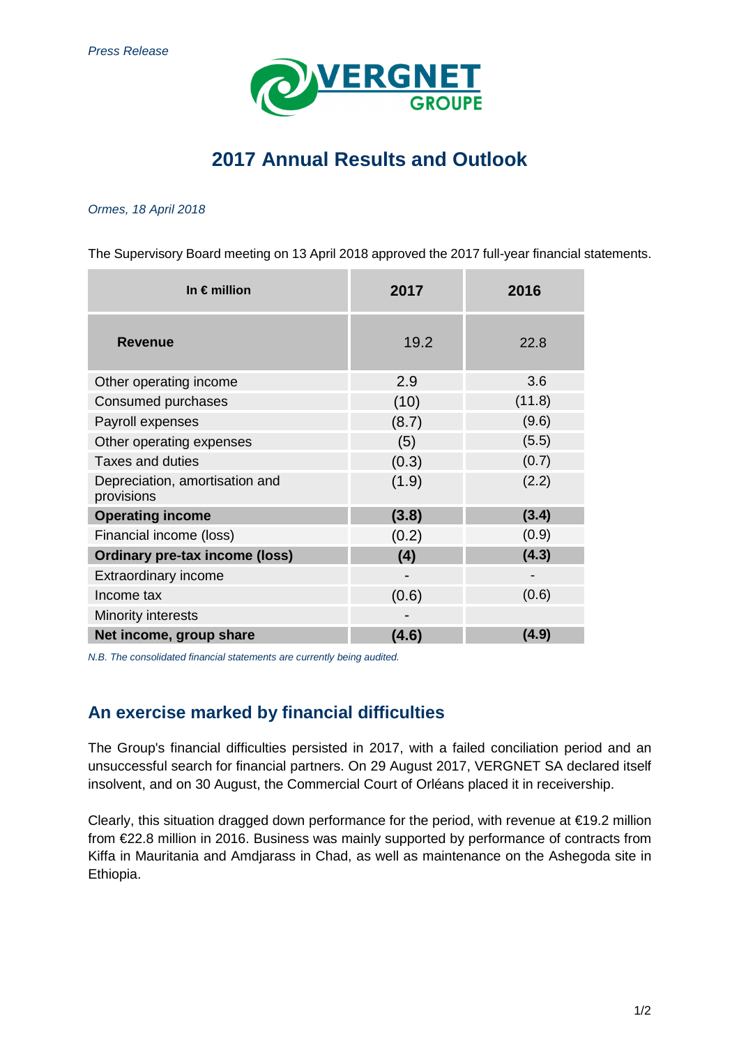*Press Release*

VERGNET GROUPE

# 2017 Annual Results and Outlook

*Ormes, 18 April 2018*

The Supervisory Board meeting on 13 April 2018 approved the 2017 full-year financial statements.

| In € million | 2017 | 2016 |
|---|---|---|
| **Revenue** | 19.2 | 22.8 |
| Other operating income | 2.9 | 3.6 |
| Consumed purchases | (10) | (11.8) |
| Payroll expenses | (8.7) | (9.6) |
| Other operating expenses | (5) | (5.5) |
| Taxes and duties | (0.3) | (0.7) |
| Depreciation, amortisation and provisions | (1.9) | (2.2) |
| **Operating income** | **(3.8)** | **(3.4)** |
| Financial income (loss) | (0.2) | (0.9) |
| **Ordinary pre-tax income (loss)** | **(4)** | **(4.3)** |
| Extraordinary income | - | - |
| Income tax | (0.6) | (0.6) |
| Minority interests | - | |
| **Net income, group share** | **(4.6)** | **(4.9)** |

*N.B. The consolidated financial statements are currently being audited.*

## An exercise marked by financial difficulties

The Group's financial difficulties persisted in 2017, with a failed conciliation period and an unsuccessful search for financial partners. On 29 August 2017, VERGNET SA declared itself insolvent, and on 30 August, the Commercial Court of Orléans placed it in receivership.

Clearly, this situation dragged down performance for the period, with revenue at €19.2 million from €22.8 million in 2016. Business was mainly supported by performance of contracts from Kiffa in Mauritania and Amdjarass in Chad, as well as maintenance on the Ashegoda site in Ethiopia.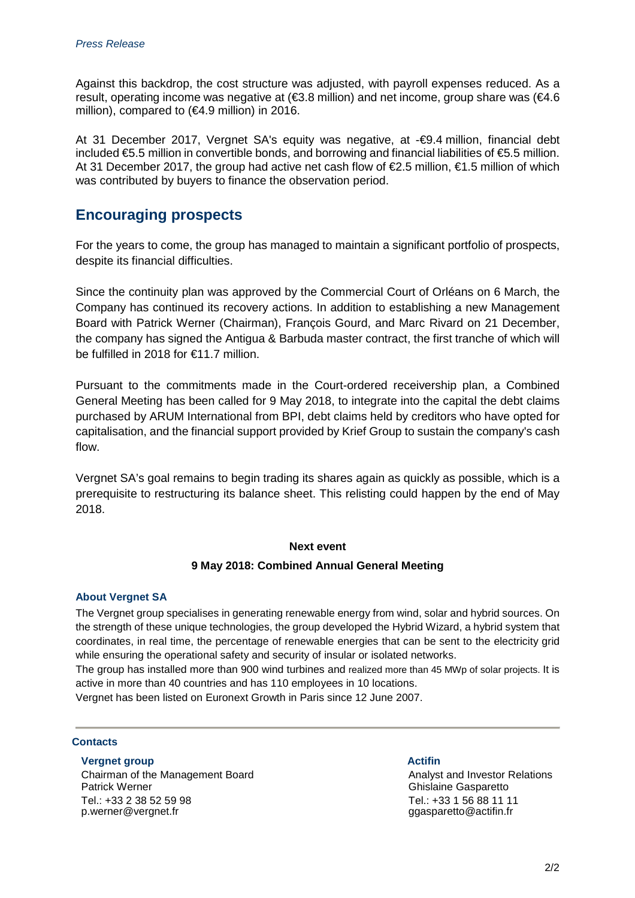Against this backdrop, the cost structure was adjusted, with payroll expenses reduced. As a result, operating income was negative at (€3.8 million) and net income, group share was (€4.6 million), compared to (€4.9 million) in 2016.

At 31 December 2017, Vergnet SA's equity was negative, at -€9.4 million, financial debt included €5.5 million in convertible bonds, and borrowing and financial liabilities of €5.5 million. At 31 December 2017, the group had active net cash flow of €2.5 million, €1.5 million of which was contributed by buyers to finance the observation period.

## Encouraging prospects

For the years to come, the group has managed to maintain a significant portfolio of prospects, despite its financial difficulties.

Since the continuity plan was approved by the Commercial Court of Orléans on 6 March, the Company has continued its recovery actions. In addition to establishing a new Management Board with Patrick Werner (Chairman), François Gourd, and Marc Rivard on 21 December, the company has signed the Antigua & Barbuda master contract, the first tranche of which will be fulfilled in 2018 for €11.7 million.

Pursuant to the commitments made in the Court-ordered receivership plan, a Combined General Meeting has been called for 9 May 2018, to integrate into the capital the debt claims purchased by ARUM International from BPI, debt claims held by creditors who have opted for capitalisation, and the financial support provided by Krief Group to sustain the company's cash flow.

Vergnet SA's goal remains to begin trading its shares again as quickly as possible, which is a prerequisite to restructuring its balance sheet. This relisting could happen by the end of May 2018.

**Next event**

**9 May 2018: Combined Annual General Meeting**

### About Vergnet SA

The Vergnet group specialises in generating renewable energy from wind, solar and hybrid sources. On the strength of these unique technologies, the group developed the Hybrid Wizard, a hybrid system that coordinates, in real time, the percentage of renewable energies that can be sent to the electricity grid while ensuring the operational safety and security of insular or isolated networks.

The group has installed more than 900 wind turbines and realized more than 45 MWp of solar projects. It is active in more than 40 countries and has 110 employees in 10 locations.

Vergnet has been listed on Euronext Growth in Paris since 12 June 2007.

---

**Contacts**

**Vergnet group**
Chairman of the Management Board
Patrick Werner
Tel.: +33 2 38 52 59 98
p.werner@vergnet.fr

**Actifin**
Analyst and Investor Relations
Ghislaine Gasparetto
Tel.: +33 1 56 88 11 11
ggasparetto@actifin.fr